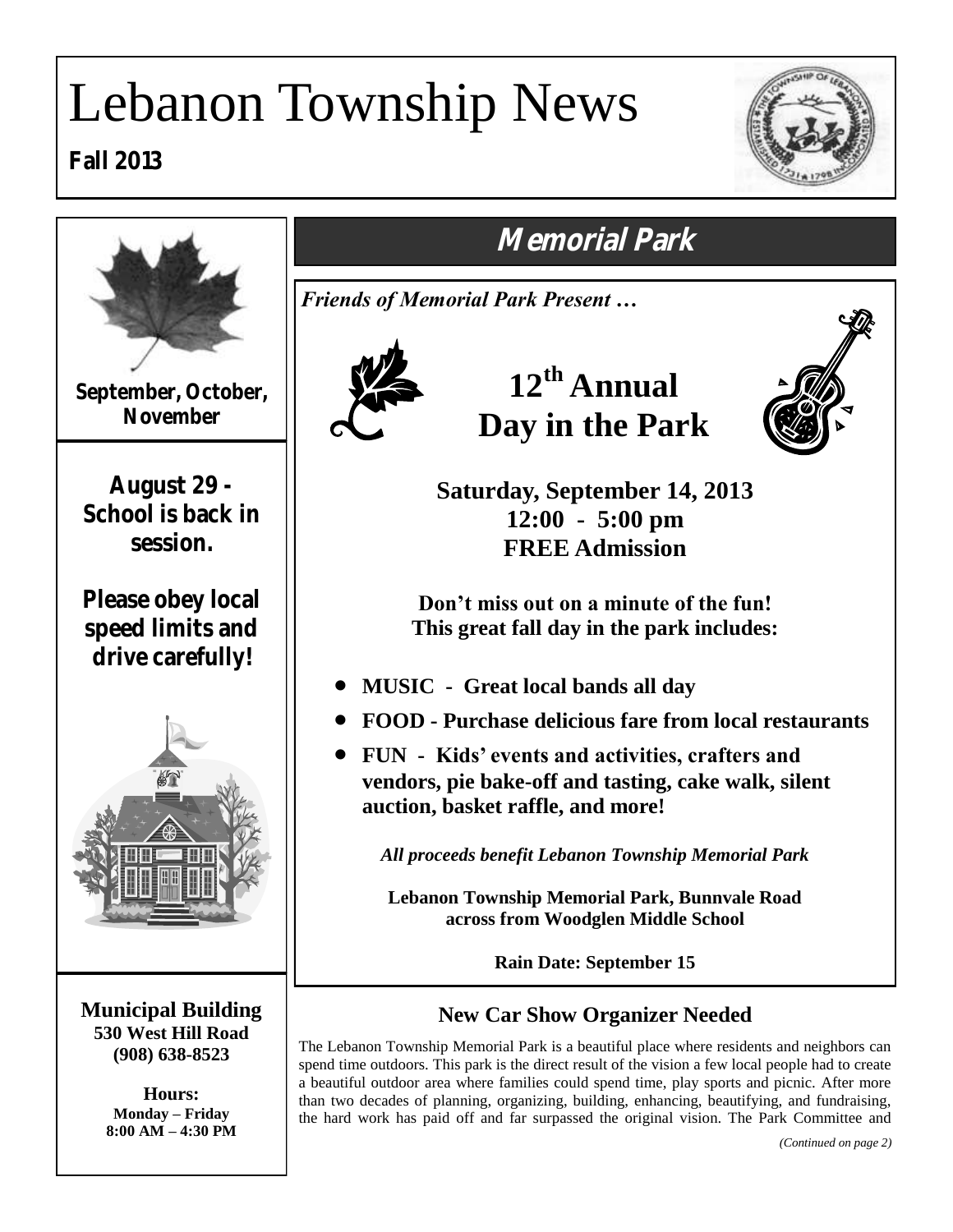# Lebanon Township News

**Fall 2013**

**September, October, November**

**August 29 - School is back in session.**

**Please obey local speed limits and drive carefully!**

**Municipal Building**
**530 West Hill Road**
**(908) 638-8523**

**Hours:**
**Monday – Friday**
**8:00 AM – 4:30 PM**

## Memorial Park

*Friends of Memorial Park Present …*

# 12th Annual Day in the Park

**Saturday, September 14, 2013**
**12:00 - 5:00 pm**
**FREE Admission**

**Don't miss out on a minute of the fun!**
**This great fall day in the park includes:**

- **MUSIC - Great local bands all day**
- **FOOD - Purchase delicious fare from local restaurants**
- **FUN - Kids' events and activities, crafters and vendors, pie bake-off and tasting, cake walk, silent auction, basket raffle, and more!**

***All proceeds benefit Lebanon Township Memorial Park***

**Lebanon Township Memorial Park, Bunnvale Road across from Woodglen Middle School**

**Rain Date: September 15**

### New Car Show Organizer Needed

The Lebanon Township Memorial Park is a beautiful place where residents and neighbors can spend time outdoors. This park is the direct result of the vision a few local people had to create a beautiful outdoor area where families could spend time, play sports and picnic. After more than two decades of planning, organizing, building, enhancing, beautifying, and fundraising, the hard work has paid off and far surpassed the original vision. The Park Committee and

*(Continued on page 2)*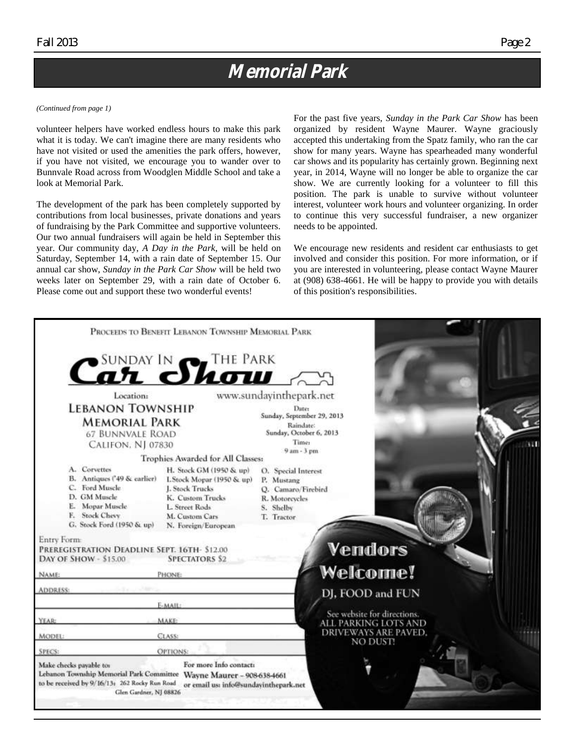# Memorial Park

*(Continued from page 1)*

volunteer helpers have worked endless hours to make this park what it is today. We can't imagine there are many residents who have not visited or used the amenities the park offers, however, if you have not visited, we encourage you to wander over to Bunnvale Road across from Woodglen Middle School and take a look at Memorial Park.

The development of the park has been completely supported by contributions from local businesses, private donations and years of fundraising by the Park Committee and supportive volunteers. Our two annual fundraisers will again be held in September this year. Our community day, *A Day in the Park*, will be held on Saturday, September 14, with a rain date of September 15. Our annual car show, *Sunday in the Park Car Show* will be held two weeks later on September 29, with a rain date of October 6. Please come out and support these two wonderful events!

For the past five years, *Sunday in the Park Car Show* has been organized by resident Wayne Maurer. Wayne graciously accepted this undertaking from the Spatz family, who ran the car show for many years. Wayne has spearheaded many wonderful car shows and its popularity has certainly grown. Beginning next year, in 2014, Wayne will no longer be able to organize the car show. We are currently looking for a volunteer to fill this position. The park is unable to survive without volunteer interest, volunteer work hours and volunteer organizing. In order to continue this very successful fundraiser, a new organizer needs to be appointed.

We encourage new residents and resident car enthusiasts to get involved and consider this position. For more information, or if you are interested in volunteering, please contact Wayne Maurer at (908) 638-4661. He will be happy to provide you with details of this position's responsibilities.

---

PROCEEDS TO BENEFIT LEBANON TOWNSHIP MEMORIAL PARK

## Sunday in the Park Car Show

Location:
**LEBANON TOWNSHIP MEMORIAL PARK**
67 BUNNVALE ROAD
CALIFON, NJ 07830

www.sundayinthepark.net

Date: Sunday, September 29, 2013
Raindate: Sunday, October 6, 2013
Time: 9 am - 3 pm

Trophies Awarded for All Classes:

- A. Corvettes
- B. Antiques ('49 & earlier)
- C. Ford Muscle
- D. GM Muscle
- E. Mopar Muscle
- F. Stock Chevy
- G. Stock Ford (1950 & up)
- H. Stock GM (1950 & up)
- I. Stock Mopar (1950 & up)
- J. Stock Trucks
- K. Custom Trucks
- L. Street Rods
- M. Custom Cars
- N. Foreign/European
- O. Special Interest
- P. Mustang
- Q. Camaro/Firebird
- R. Motorcycles
- S. Shelby
- T. Tractor

Entry Form:
PREREGISTRATION DEADLINE SEPT. 16TH - $12.00
DAY OF SHOW - $15.00
SPECTATORS $2

NAME: ______ PHONE: ______
ADDRESS: ______
______ E-MAIL: ______
YEAR: ______ MAKE: ______
MODEL: ______ CLASS: ______
SPECS: ______ OPTIONS: ______

Make checks payable to: Lebanon Township Memorial Park Committee to be received by 9/16/13: 262 Rocky Run Road Glen Gardner, NJ 08826

For more Info contact: Wayne Maurer – 908-638-4661 or email us: info@sundayinthepark.net

**Vendors Welcome!**

DJ, FOOD and FUN

See website for directions.
ALL PARKING LOTS AND DRIVEWAYS ARE PAVED. NO DUST!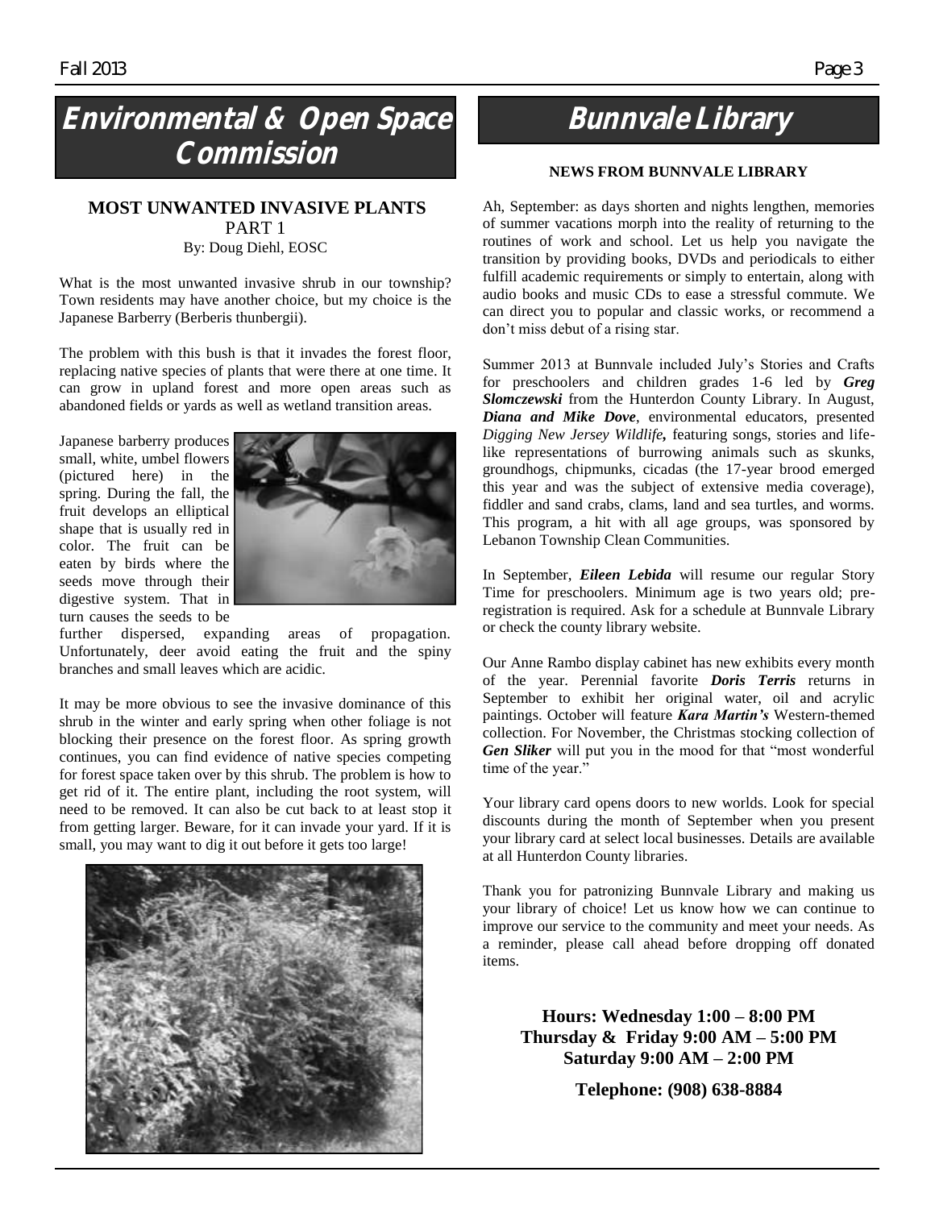# Environmental & Open Space Commission

## MOST UNWANTED INVASIVE PLANTS

PART 1

By: Doug Diehl, EOSC

What is the most unwanted invasive shrub in our township? Town residents may have another choice, but my choice is the Japanese Barberry (Berberis thunbergii).

The problem with this bush is that it invades the forest floor, replacing native species of plants that were there at one time. It can grow in upland forest and more open areas such as abandoned fields or yards as well as wetland transition areas.

Japanese barberry produces small, white, umbel flowers (pictured here) in the spring. During the fall, the fruit develops an elliptical shape that is usually red in color. The fruit can be eaten by birds where the seeds move through their digestive system. That in turn causes the seeds to be further dispersed, expanding areas of propagation. Unfortunately, deer avoid eating the fruit and the spiny branches and small leaves which are acidic.

It may be more obvious to see the invasive dominance of this shrub in the winter and early spring when other foliage is not blocking their presence on the forest floor. As spring growth continues, you can find evidence of native species competing for forest space taken over by this shrub. The problem is how to get rid of it. The entire plant, including the root system, will need to be removed. It can also be cut back to at least stop it from getting larger. Beware, for it can invade your yard. If it is small, you may want to dig it out before it gets too large!

# Bunnvale Library

## NEWS FROM BUNNVALE LIBRARY

Ah, September: as days shorten and nights lengthen, memories of summer vacations morph into the reality of returning to the routines of work and school. Let us help you navigate the transition by providing books, DVDs and periodicals to either fulfill academic requirements or simply to entertain, along with audio books and music CDs to ease a stressful commute. We can direct you to popular and classic works, or recommend a don't miss debut of a rising star.

Summer 2013 at Bunnvale included July's Stories and Crafts for preschoolers and children grades 1-6 led by ***Greg Slomczewski*** from the Hunterdon County Library. In August, ***Diana and Mike Dove***, environmental educators, presented *Digging New Jersey Wildlife*, featuring songs, stories and life-like representations of burrowing animals such as skunks, groundhogs, chipmunks, cicadas (the 17-year brood emerged this year and was the subject of extensive media coverage), fiddler and sand crabs, clams, land and sea turtles, and worms. This program, a hit with all age groups, was sponsored by Lebanon Township Clean Communities.

In September, ***Eileen Lebida*** will resume our regular Story Time for preschoolers. Minimum age is two years old; pre-registration is required. Ask for a schedule at Bunnvale Library or check the county library website.

Our Anne Rambo display cabinet has new exhibits every month of the year. Perennial favorite ***Doris Terris*** returns in September to exhibit her original water, oil and acrylic paintings. October will feature ***Kara Martin's*** Western-themed collection. For November, the Christmas stocking collection of ***Gen Sliker*** will put you in the mood for that "most wonderful time of the year."

Your library card opens doors to new worlds. Look for special discounts during the month of September when you present your library card at select local businesses. Details are available at all Hunterdon County libraries.

Thank you for patronizing Bunnvale Library and making us your library of choice! Let us know how we can continue to improve our service to the community and meet your needs. As a reminder, please call ahead before dropping off donated items.

**Hours: Wednesday 1:00 – 8:00 PM**
**Thursday & Friday 9:00 AM – 5:00 PM**
**Saturday 9:00 AM – 2:00 PM**

**Telephone: (908) 638-8884**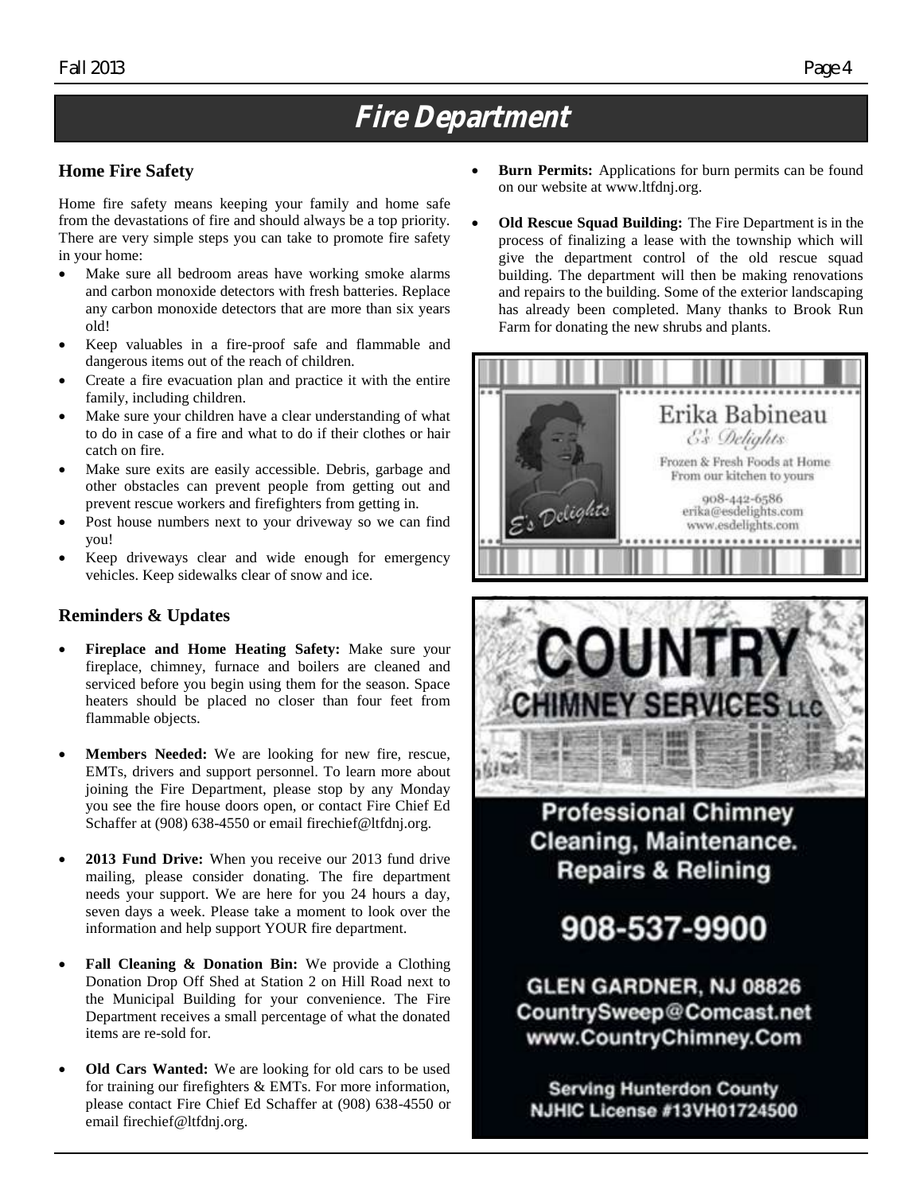# Fire Department

## Home Fire Safety

Home fire safety means keeping your family and home safe from the devastations of fire and should always be a top priority. There are very simple steps you can take to promote fire safety in your home:

- Make sure all bedroom areas have working smoke alarms and carbon monoxide detectors with fresh batteries. Replace any carbon monoxide detectors that are more than six years old!
- Keep valuables in a fire-proof safe and flammable and dangerous items out of the reach of children.
- Create a fire evacuation plan and practice it with the entire family, including children.
- Make sure your children have a clear understanding of what to do in case of a fire and what to do if their clothes or hair catch on fire.
- Make sure exits are easily accessible. Debris, garbage and other obstacles can prevent people from getting out and prevent rescue workers and firefighters from getting in.
- Post house numbers next to your driveway so we can find you!
- Keep driveways clear and wide enough for emergency vehicles. Keep sidewalks clear of snow and ice.

## Reminders & Updates

- **Fireplace and Home Heating Safety:** Make sure your fireplace, chimney, furnace and boilers are cleaned and serviced before you begin using them for the season. Space heaters should be placed no closer than four feet from flammable objects.
- **Members Needed:** We are looking for new fire, rescue, EMTs, drivers and support personnel. To learn more about joining the Fire Department, please stop by any Monday you see the fire house doors open, or contact Fire Chief Ed Schaffer at (908) 638-4550 or email firechief@ltfdnj.org.
- **2013 Fund Drive:** When you receive our 2013 fund drive mailing, please consider donating. The fire department needs your support. We are here for you 24 hours a day, seven days a week. Please take a moment to look over the information and help support YOUR fire department.
- **Fall Cleaning & Donation Bin:** We provide a Clothing Donation Drop Off Shed at Station 2 on Hill Road next to the Municipal Building for your convenience. The Fire Department receives a small percentage of what the donated items are re-sold for.
- **Old Cars Wanted:** We are looking for old cars to be used for training our firefighters & EMTs. For more information, please contact Fire Chief Ed Schaffer at (908) 638-4550 or email firechief@ltfdnj.org.
- **Burn Permits:** Applications for burn permits can be found on our website at www.ltfdnj.org.
- **Old Rescue Squad Building:** The Fire Department is in the process of finalizing a lease with the township which will give the department control of the old rescue squad building. The department will then be making renovations and repairs to the building. Some of the exterior landscaping has already been completed. Many thanks to Brook Run Farm for donating the new shrubs and plants.

Erika Babineau
E's Delights
Frozen & Fresh Foods at Home
From our kitchen to yours
908-442-6586
erika@esdelights.com
www.esdelights.com

COUNTRY CHIMNEY SERVICES LLC
Professional Chimney Cleaning, Maintenance. Repairs & Relining
908-537-9900
GLEN GARDNER, NJ 08826
CountrySweep@Comcast.net
www.CountryChimney.Com
Serving Hunterdon County
NJHIC License #13VH01724500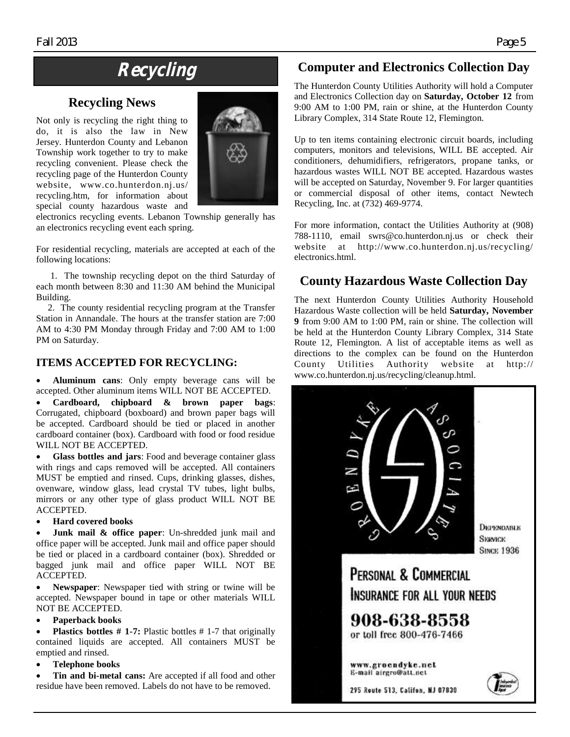# Recycling

## Recycling News

Not only is recycling the right thing to do, it is also the law in New Jersey. Hunterdon County and Lebanon Township work together to try to make recycling convenient. Please check the recycling page of the Hunterdon County website, www.co.hunterdon.nj.us/recycling.htm, for information about special county hazardous waste and electronics recycling events. Lebanon Township generally has an electronics recycling event each spring.

For residential recycling, materials are accepted at each of the following locations:

1. The township recycling depot on the third Saturday of each month between 8:30 and 11:30 AM behind the Municipal Building.
2. The county residential recycling program at the Transfer Station in Annandale. The hours at the transfer station are 7:00 AM to 4:30 PM Monday through Friday and 7:00 AM to 1:00 PM on Saturday.

### ITEMS ACCEPTED FOR RECYCLING:

- **Aluminum cans**: Only empty beverage cans will be accepted. Other aluminum items WILL NOT BE ACCEPTED.
- **Cardboard, chipboard & brown paper bags**: Corrugated, chipboard (boxboard) and brown paper bags will be accepted. Cardboard should be tied or placed in another cardboard container (box). Cardboard with food or food residue WILL NOT BE ACCEPTED.
- **Glass bottles and jars**: Food and beverage container glass with rings and caps removed will be accepted. All containers MUST be emptied and rinsed. Cups, drinking glasses, dishes, ovenware, window glass, lead crystal TV tubes, light bulbs, mirrors or any other type of glass product WILL NOT BE ACCEPTED.
- **Hard covered books**
- **Junk mail & office paper**: Un-shredded junk mail and office paper will be accepted. Junk mail and office paper should be tied or placed in a cardboard container (box). Shredded or bagged junk mail and office paper WILL NOT BE ACCEPTED.
- **Newspaper**: Newspaper tied with string or twine will be accepted. Newspaper bound in tape or other materials WILL NOT BE ACCEPTED.
- **Paperback books**
- **Plastics bottles # 1-7:** Plastic bottles # 1-7 that originally contained liquids are accepted. All containers MUST be emptied and rinsed.
- **Telephone books**
- **Tin and bi-metal cans:** Are accepted if all food and other residue have been removed. Labels do not have to be removed.

## Computer and Electronics Collection Day

The Hunterdon County Utilities Authority will hold a Computer and Electronics Collection day on **Saturday, October 12** from 9:00 AM to 1:00 PM, rain or shine, at the Hunterdon County Library Complex, 314 State Route 12, Flemington.

Up to ten items containing electronic circuit boards, including computers, monitors and televisions, WILL BE accepted. Air conditioners, dehumidifiers, refrigerators, propane tanks, or hazardous wastes WILL NOT BE accepted. Hazardous wastes will be accepted on Saturday, November 9. For larger quantities or commercial disposal of other items, contact Newtech Recycling, Inc. at (732) 469-9774.

For more information, contact the Utilities Authority at (908) 788-1110, email swrs@co.hunterdon.nj.us or check their website at http://www.co.hunterdon.nj.us/recycling/electronics.html.

## County Hazardous Waste Collection Day

The next Hunterdon County Utilities Authority Household Hazardous Waste collection will be held **Saturday, November 9** from 9:00 AM to 1:00 PM, rain or shine. The collection will be held at the Hunterdon County Library Complex, 314 State Route 12, Flemington. A list of acceptable items as well as directions to the complex can be found on the Hunterdon County Utilities Authority website at http://www.co.hunterdon.nj.us/recycling/cleanup.html.

GROENDYKE ASSOCIATES

DEPENDABLE SERVICE SINCE 1936

PERSONAL & COMMERCIAL INSURANCE FOR ALL YOUR NEEDS

908-638-8558
or toll free 800-476-7466

www.groendyke.net
E-mail airgro@att.net

295 Route 513, Califon, NJ 07830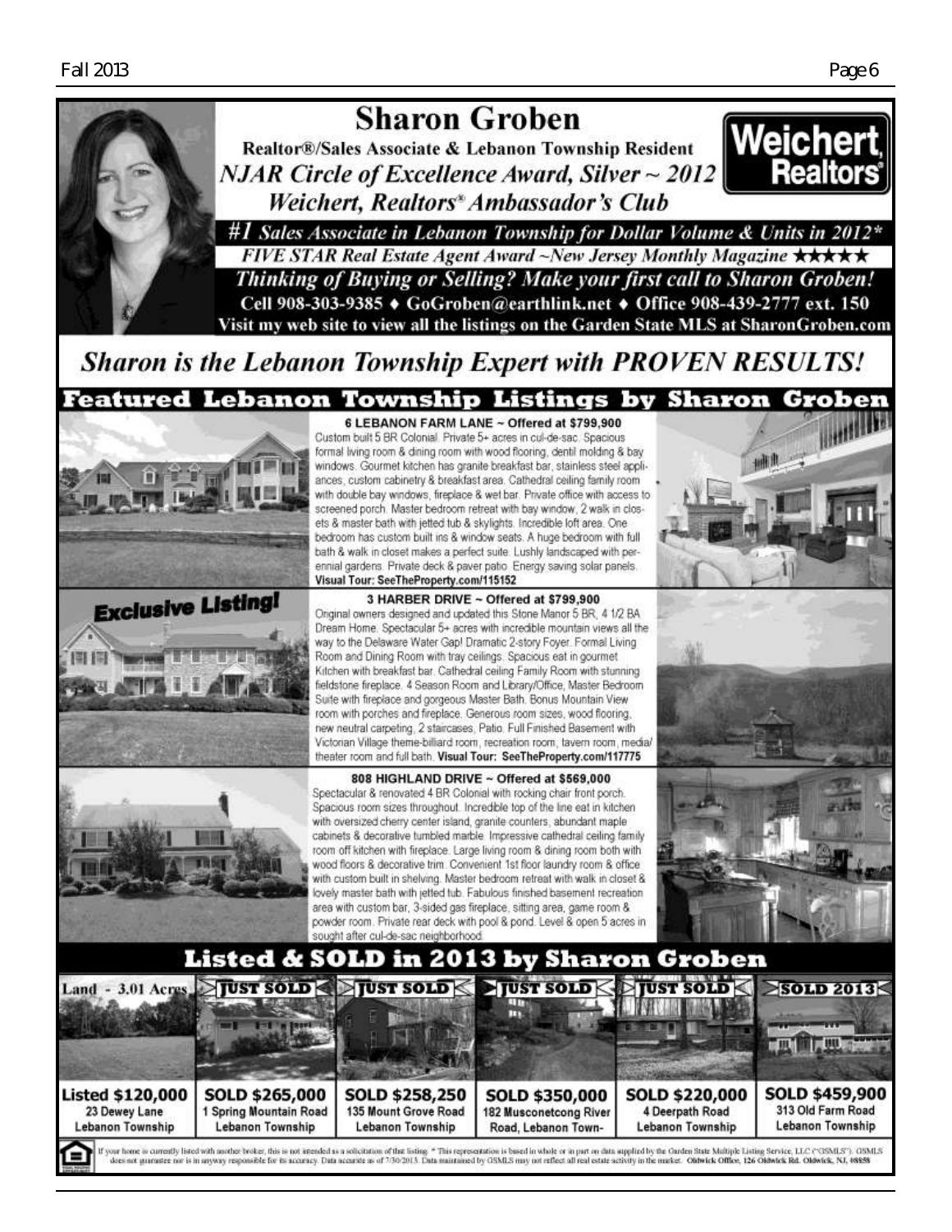# Sharon Groben

**Realtor®/Sales Associate & Lebanon Township Resident**

*NJAR Circle of Excellence Award, Silver ~ 2012*

*Weichert, Realtors® Ambassador's Club*

Weichert, Realtors®

*#1 Sales Associate in Lebanon Township for Dollar Volume & Units in 2012**

*FIVE STAR Real Estate Agent Award ~New Jersey Monthly Magazine ★★★★★*

*Thinking of Buying or Selling? Make your first call to Sharon Groben!*

**Cell 908-303-9385 ♦ GoGroben@earthlink.net ♦ Office 908-439-2777 ext. 150**

**Visit my web site to view all the listings on the Garden State MLS at SharonGroben.com**

## *Sharon is the Lebanon Township Expert with PROVEN RESULTS!*

## Featured Lebanon Township Listings by Sharon Groben

**6 LEBANON FARM LANE ~ Offered at $799,900**

Custom built 5 BR Colonial. Private 5+ acres in cul-de-sac. Spacious formal living room & dining room with wood flooring, dentil molding & bay windows. Gourmet kitchen has granite breakfast bar, stainless steel appliances, custom cabinetry & breakfast area. Cathedral ceiling family room with double bay windows, fireplace & wet bar. Private office with access to screened porch. Master bedroom retreat with bay window, 2 walk in closets & master bath with jetted tub & skylights. Incredible loft area. One bedroom has custom built ins & window seats. A huge bedroom with full bath & walk in closet makes a perfect suite. Lushly landscaped with perennial gardens. Private deck & paver patio. Energy saving solar panels. **Visual Tour: SeeTheProperty.com/115152**

**Exclusive Listing!**

**3 HARBER DRIVE ~ Offered at $799,900**

Original owners designed and updated this Stone Manor 5 BR, 4 1/2 BA Dream Home. Spectacular 5+ acres with incredible mountain views all the way to the Delaware Water Gap! Dramatic 2-story Foyer. Formal Living Room and Dining Room with tray ceilings. Spacious eat in gourmet Kitchen with breakfast bar. Cathedral ceiling Family Room with stunning fieldstone fireplace. 4 Season Room and Library/Office, Master Bedroom Suite with fireplace and gorgeous Master Bath. Bonus Mountain View room with porches and fireplace. Generous room sizes, wood flooring, new neutral carpeting, 2 staircases, Patio. Full Finished Basement with Victorian Village theme-billiard room, recreation room, tavern room, media/theater room and full bath. **Visual Tour: SeeTheProperty.com/117775**

**808 HIGHLAND DRIVE ~ Offered at $569,000**

Spectacular & renovated 4 BR Colonial with rocking chair front porch. Spacious room sizes throughout. Incredible top of the line eat in kitchen with oversized cherry center island, granite counters, abundant maple cabinets & decorative tumbled marble. Impressive cathedral ceiling family room off kitchen with fireplace. Large living room & dining room both with wood floors & decorative trim. Convenient 1st floor laundry room & office with custom built in shelving. Master bedroom retreat with walk in closet & lovely master bath with jetted tub. Fabulous finished basement recreation area with custom bar, 3-sided gas fireplace, sitting area, game room & powder room. Private rear deck with pool & pond. Level & open 5 acres in sought after cul-de-sac neighborhood.

## Listed & SOLD in 2013 by Sharon Groben

| Land - 3.01 Acres | JUST SOLD | JUST SOLD | JUST SOLD | JUST SOLD | SOLD 2013 |
|---|---|---|---|---|---|
| **Listed $120,000** | **SOLD $265,000** | **SOLD $258,250** | **SOLD $350,000** | **SOLD $220,000** | **SOLD $459,900** |
| 23 Dewey Lane, Lebanon Township | 1 Spring Mountain Road, Lebanon Township | 135 Mount Grove Road, Lebanon Township | 182 Musconetcong River Road, Lebanon Town- | 4 Deerpath Road, Lebanon Township | 313 Old Farm Road, Lebanon Township |

If your home is currently listed with another broker, this is not intended as a solicitation of that listing. * This representation is based in whole or in part on data supplied by the Garden State Multiple Listing Service, LLC ("GSMLS"). GSMLS does not guarantee nor is in anyway responsible for its accuracy. Data accurate as of 7/30/2013. Data maintained by GSMLS may not reflect all real estate activity in the market. Oldwick Office, 126 Oldwick Rd. Oldwick, NJ, 08858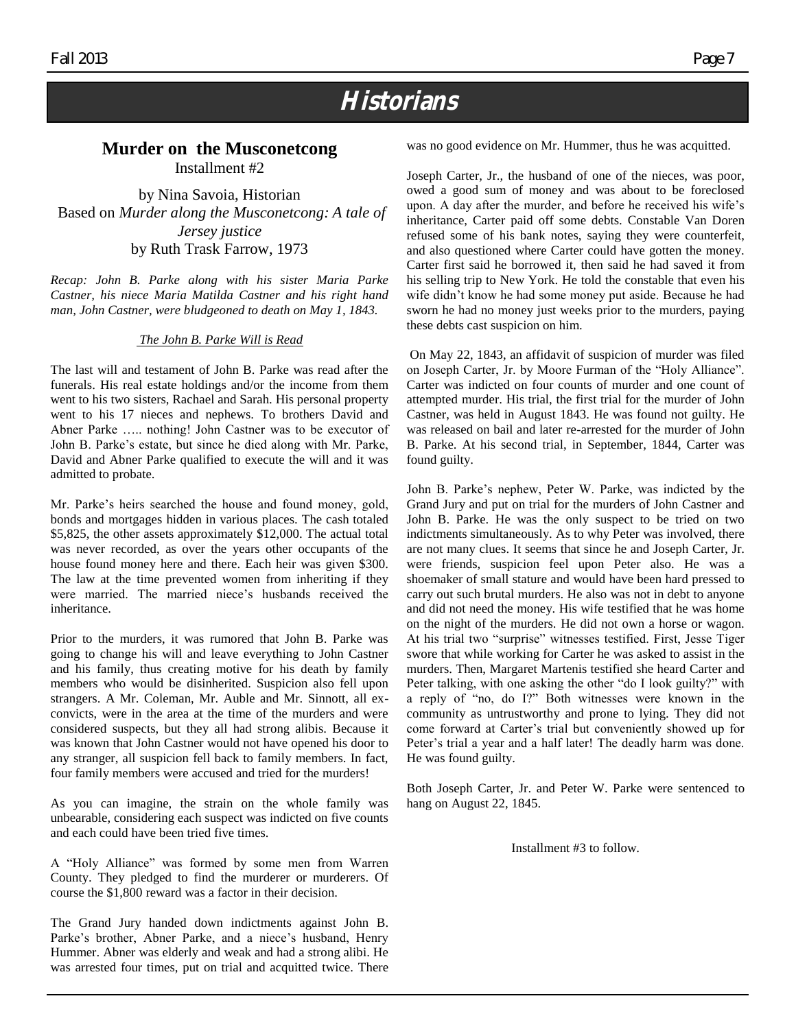// Historians

## Murder on the Musconetcong

Installment #2

by Nina Savoia, Historian

Based on *Murder along the Musconetcong: A tale of Jersey justice*

by Ruth Trask Farrow, 1973

*Recap: John B. Parke along with his sister Maria Parke Castner, his niece Maria Matilda Castner and his right hand man, John Castner, were bludgeoned to death on May 1, 1843.*

### The John B. Parke Will is Read

The last will and testament of John B. Parke was read after the funerals. His real estate holdings and/or the income from them went to his two sisters, Rachael and Sarah. His personal property went to his 17 nieces and nephews. To brothers David and Abner Parke ….. nothing! John Castner was to be executor of John B. Parke's estate, but since he died along with Mr. Parke, David and Abner Parke qualified to execute the will and it was admitted to probate.

Mr. Parke's heirs searched the house and found money, gold, bonds and mortgages hidden in various places. The cash totaled \$5,825, the other assets approximately \$12,000. The actual total was never recorded, as over the years other occupants of the house found money here and there. Each heir was given \$300. The law at the time prevented women from inheriting if they were married. The married niece's husbands received the inheritance.

Prior to the murders, it was rumored that John B. Parke was going to change his will and leave everything to John Castner and his family, thus creating motive for his death by family members who would be disinherited. Suspicion also fell upon strangers. A Mr. Coleman, Mr. Auble and Mr. Sinnott, all ex-convicts, were in the area at the time of the murders and were considered suspects, but they all had strong alibis. Because it was known that John Castner would not have opened his door to any stranger, all suspicion fell back to family members. In fact, four family members were accused and tried for the murders!

As you can imagine, the strain on the whole family was unbearable, considering each suspect was indicted on five counts and each could have been tried five times.

A "Holy Alliance" was formed by some men from Warren County. They pledged to find the murderer or murderers. Of course the \$1,800 reward was a factor in their decision.

The Grand Jury handed down indictments against John B. Parke's brother, Abner Parke, and a niece's husband, Henry Hummer. Abner was elderly and weak and had a strong alibi. He was arrested four times, put on trial and acquitted twice. There was no good evidence on Mr. Hummer, thus he was acquitted.

Joseph Carter, Jr., the husband of one of the nieces, was poor, owed a good sum of money and was about to be foreclosed upon. A day after the murder, and before he received his wife's inheritance, Carter paid off some debts. Constable Van Doren refused some of his bank notes, saying they were counterfeit, and also questioned where Carter could have gotten the money. Carter first said he borrowed it, then said he had saved it from his selling trip to New York. He told the constable that even his wife didn't know he had some money put aside. Because he had sworn he had no money just weeks prior to the murders, paying these debts cast suspicion on him.

On May 22, 1843, an affidavit of suspicion of murder was filed on Joseph Carter, Jr. by Moore Furman of the "Holy Alliance". Carter was indicted on four counts of murder and one count of attempted murder. His trial, the first trial for the murder of John Castner, was held in August 1843. He was found not guilty. He was released on bail and later re-arrested for the murder of John B. Parke. At his second trial, in September, 1844, Carter was found guilty.

John B. Parke's nephew, Peter W. Parke, was indicted by the Grand Jury and put on trial for the murders of John Castner and John B. Parke. He was the only suspect to be tried on two indictments simultaneously. As to why Peter was involved, there are not many clues. It seems that since he and Joseph Carter, Jr. were friends, suspicion feel upon Peter also. He was a shoemaker of small stature and would have been hard pressed to carry out such brutal murders. He also was not in debt to anyone and did not need the money. His wife testified that he was home on the night of the murders. He did not own a horse or wagon. At his trial two "surprise" witnesses testified. First, Jesse Tiger swore that while working for Carter he was asked to assist in the murders. Then, Margaret Martenis testified she heard Carter and Peter talking, with one asking the other "do I look guilty?" with a reply of "no, do I?" Both witnesses were known in the community as untrustworthy and prone to lying. They did not come forward at Carter's trial but conveniently showed up for Peter's trial a year and a half later! The deadly harm was done. He was found guilty.

Both Joseph Carter, Jr. and Peter W. Parke were sentenced to hang on August 22, 1845.

Installment #3 to follow.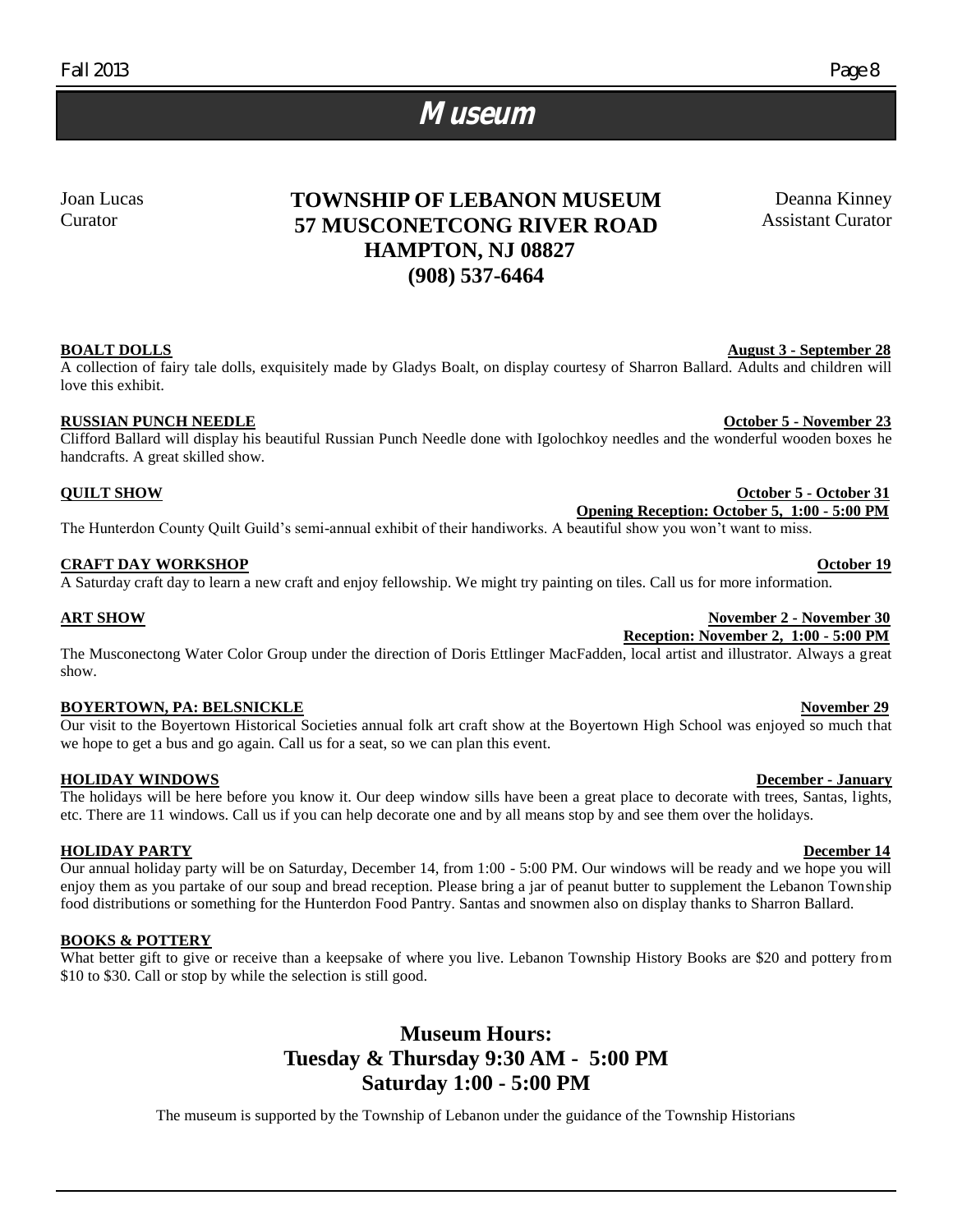# Museum

Joan Lucas
Curator

Deanna Kinney
Assistant Curator

## TOWNSHIP OF LEBANON MUSEUM
## 57 MUSCONETCONG RIVER ROAD
## HAMPTON, NJ 08827
## (908) 537-6464

**BOALT DOLLS** — **August 3 - September 28**

A collection of fairy tale dolls, exquisitely made by Gladys Boalt, on display courtesy of Sharron Ballard. Adults and children will love this exhibit.

**RUSSIAN PUNCH NEEDLE** — **October 5 - November 23**

Clifford Ballard will display his beautiful Russian Punch Needle done with Igolochkoy needles and the wonderful wooden boxes he handcrafts. A great skilled show.

**QUILT SHOW** — **October 5 - October 31**
**Opening Reception: October 5, 1:00 - 5:00 PM**

The Hunterdon County Quilt Guild's semi-annual exhibit of their handiworks. A beautiful show you won't want to miss.

**CRAFT DAY WORKSHOP** — **October 19**

A Saturday craft day to learn a new craft and enjoy fellowship. We might try painting on tiles. Call us for more information.

**ART SHOW** — **November 2 - November 30**
**Reception: November 2, 1:00 - 5:00 PM**

The Musconectong Water Color Group under the direction of Doris Ettlinger MacFadden, local artist and illustrator. Always a great show.

**BOYERTOWN, PA: BELSNICKLE** — **November 29**

Our visit to the Boyertown Historical Societies annual folk art craft show at the Boyertown High School was enjoyed so much that we hope to get a bus and go again. Call us for a seat, so we can plan this event.

**HOLIDAY WINDOWS** — **December - January**

The holidays will be here before you know it. Our deep window sills have been a great place to decorate with trees, Santas, lights, etc. There are 11 windows. Call us if you can help decorate one and by all means stop by and see them over the holidays.

**HOLIDAY PARTY** — **December 14**

Our annual holiday party will be on Saturday, December 14, from 1:00 - 5:00 PM. Our windows will be ready and we hope you will enjoy them as you partake of our soup and bread reception. Please bring a jar of peanut butter to supplement the Lebanon Township food distributions or something for the Hunterdon Food Pantry. Santas and snowmen also on display thanks to Sharron Ballard.

**BOOKS & POTTERY**

What better gift to give or receive than a keepsake of where you live. Lebanon Township History Books are $20 and pottery from $10 to $30. Call or stop by while the selection is still good.

## Museum Hours:
## Tuesday & Thursday 9:30 AM - 5:00 PM
## Saturday 1:00 - 5:00 PM

The museum is supported by the Township of Lebanon under the guidance of the Township Historians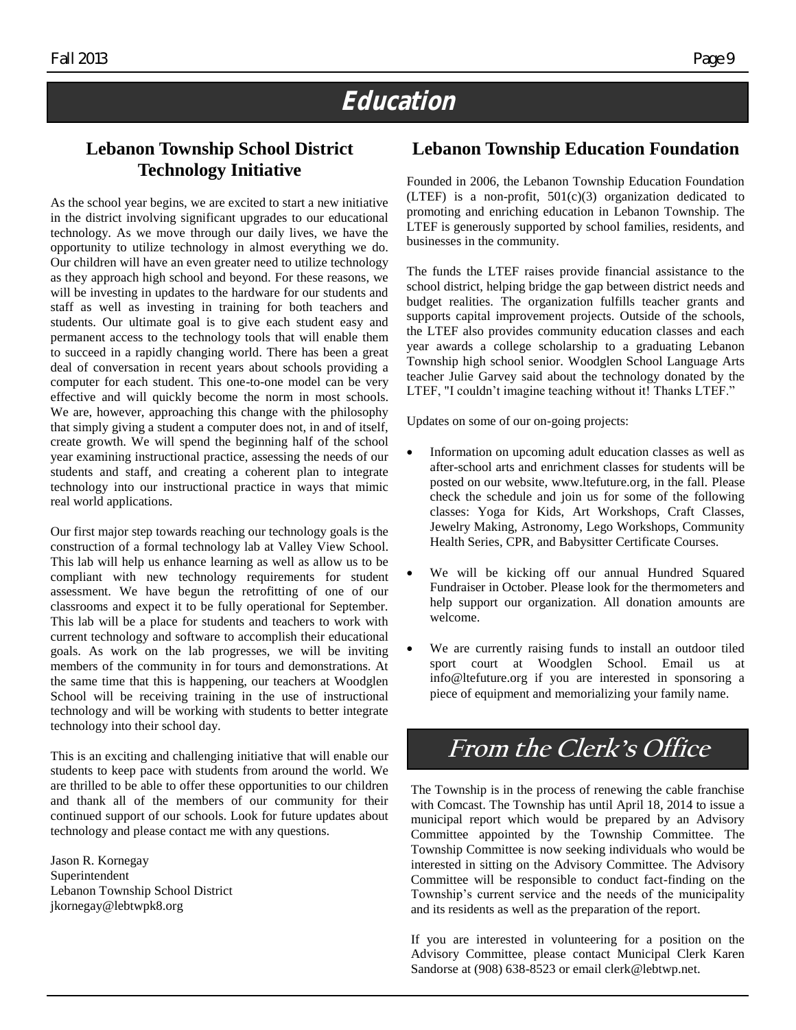# Education

## Lebanon Township School District Technology Initiative

As the school year begins, we are excited to start a new initiative in the district involving significant upgrades to our educational technology. As we move through our daily lives, we have the opportunity to utilize technology in almost everything we do. Our children will have an even greater need to utilize technology as they approach high school and beyond. For these reasons, we will be investing in updates to the hardware for our students and staff as well as investing in training for both teachers and students. Our ultimate goal is to give each student easy and permanent access to the technology tools that will enable them to succeed in a rapidly changing world. There has been a great deal of conversation in recent years about schools providing a computer for each student. This one-to-one model can be very effective and will quickly become the norm in most schools. We are, however, approaching this change with the philosophy that simply giving a student a computer does not, in and of itself, create growth. We will spend the beginning half of the school year examining instructional practice, assessing the needs of our students and staff, and creating a coherent plan to integrate technology into our instructional practice in ways that mimic real world applications.

Our first major step towards reaching our technology goals is the construction of a formal technology lab at Valley View School. This lab will help us enhance learning as well as allow us to be compliant with new technology requirements for student assessment. We have begun the retrofitting of one of our classrooms and expect it to be fully operational for September. This lab will be a place for students and teachers to work with current technology and software to accomplish their educational goals. As work on the lab progresses, we will be inviting members of the community in for tours and demonstrations. At the same time that this is happening, our teachers at Woodglen School will be receiving training in the use of instructional technology and will be working with students to better integrate technology into their school day.

This is an exciting and challenging initiative that will enable our students to keep pace with students from around the world. We are thrilled to be able to offer these opportunities to our children and thank all of the members of our community for their continued support of our schools. Look for future updates about technology and please contact me with any questions.

Jason R. Kornegay
Superintendent
Lebanon Township School District
jkornegay@lebtwpk8.org

## Lebanon Township Education Foundation

Founded in 2006, the Lebanon Township Education Foundation (LTEF) is a non-profit, 501(c)(3) organization dedicated to promoting and enriching education in Lebanon Township. The LTEF is generously supported by school families, residents, and businesses in the community.

The funds the LTEF raises provide financial assistance to the school district, helping bridge the gap between district needs and budget realities. The organization fulfills teacher grants and supports capital improvement projects. Outside of the schools, the LTEF also provides community education classes and each year awards a college scholarship to a graduating Lebanon Township high school senior. Woodglen School Language Arts teacher Julie Garvey said about the technology donated by the LTEF, "I couldn't imagine teaching without it! Thanks LTEF."

Updates on some of our on-going projects:

- Information on upcoming adult education classes as well as after-school arts and enrichment classes for students will be posted on our website, www.ltefuture.org, in the fall. Please check the schedule and join us for some of the following classes: Yoga for Kids, Art Workshops, Craft Classes, Jewelry Making, Astronomy, Lego Workshops, Community Health Series, CPR, and Babysitter Certificate Courses.
- We will be kicking off our annual Hundred Squared Fundraiser in October. Please look for the thermometers and help support our organization. All donation amounts are welcome.
- We are currently raising funds to install an outdoor tiled sport court at Woodglen School. Email us at info@ltefuture.org if you are interested in sponsoring a piece of equipment and memorializing your family name.

# From the Clerk's Office

The Township is in the process of renewing the cable franchise with Comcast. The Township has until April 18, 2014 to issue a municipal report which would be prepared by an Advisory Committee appointed by the Township Committee. The Township Committee is now seeking individuals who would be interested in sitting on the Advisory Committee. The Advisory Committee will be responsible to conduct fact-finding on the Township's current service and the needs of the municipality and its residents as well as the preparation of the report.

If you are interested in volunteering for a position on the Advisory Committee, please contact Municipal Clerk Karen Sandorse at (908) 638-8523 or email clerk@lebtwp.net.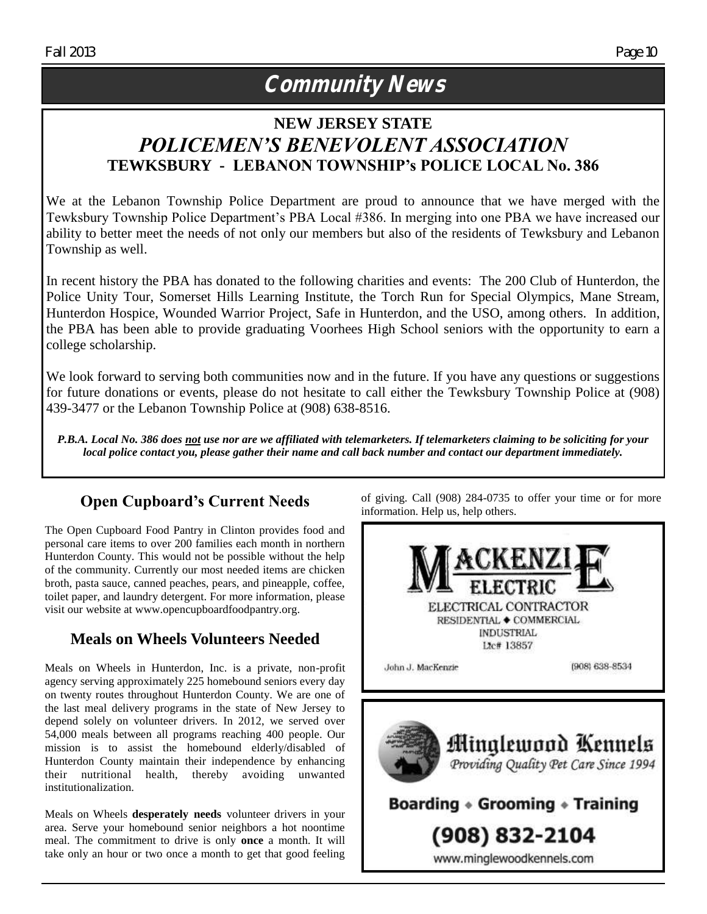# Community News

## NEW JERSEY STATE
## *POLICEMEN'S BENEVOLENT ASSOCIATION*
### TEWKSBURY - LEBANON TOWNSHIP's POLICE LOCAL No. 386

We at the Lebanon Township Police Department are proud to announce that we have merged with the Tewksbury Township Police Department's PBA Local #386. In merging into one PBA we have increased our ability to better meet the needs of not only our members but also of the residents of Tewksbury and Lebanon Township as well.

In recent history the PBA has donated to the following charities and events: The 200 Club of Hunterdon, the Police Unity Tour, Somerset Hills Learning Institute, the Torch Run for Special Olympics, Mane Stream, Hunterdon Hospice, Wounded Warrior Project, Safe in Hunterdon, and the USO, among others. In addition, the PBA has been able to provide graduating Voorhees High School seniors with the opportunity to earn a college scholarship.

We look forward to serving both communities now and in the future. If you have any questions or suggestions for future donations or events, please do not hesitate to call either the Tewksbury Township Police at (908) 439-3477 or the Lebanon Township Police at (908) 638-8516.

***P.B.A. Local No. 386 does <u>not</u> use nor are we affiliated with telemarketers. If telemarketers claiming to be soliciting for your local police contact <u>you</u>, please gather their name and call back number and contact our department immediately.***

## Open Cupboard's Current Needs

The Open Cupboard Food Pantry in Clinton provides food and personal care items to over 200 families each month in northern Hunterdon County. This would not be possible without the help of the community. Currently our most needed items are chicken broth, pasta sauce, canned peaches, pears, and pineapple, coffee, toilet paper, and laundry detergent. For more information, please visit our website at www.opencupboardfoodpantry.org.

## Meals on Wheels Volunteers Needed

Meals on Wheels in Hunterdon, Inc. is a private, non-profit agency serving approximately 225 homebound seniors every day on twenty routes throughout Hunterdon County. We are one of the last meal delivery programs in the state of New Jersey to depend solely on volunteer drivers. In 2012, we served over 54,000 meals between all programs reaching 400 people. Our mission is to assist the homebound elderly/disabled of Hunterdon County maintain their independence by enhancing their nutritional health, thereby avoiding unwanted institutionalization.

Meals on Wheels **desperately needs** volunteer drivers in your area. Serve your homebound senior neighbors a hot noontime meal. The commitment to drive is only **once** a month. It will take only an hour or two once a month to get that good feeling of giving. Call (908) 284-0735 to offer your time or for more information. Help us, help others.

**MACKENZIE ELECTRIC**

ELECTRICAL CONTRACTOR
RESIDENTIAL ◆ COMMERCIAL
INDUSTRIAL
Lic# 13857

John J. MacKenzie (908) 638-8534

**Minglewood Kennels**
*Providing Quality Pet Care Since 1994*

**Boarding • Grooming • Training**

**(908) 832-2104**

www.minglewoodkennels.com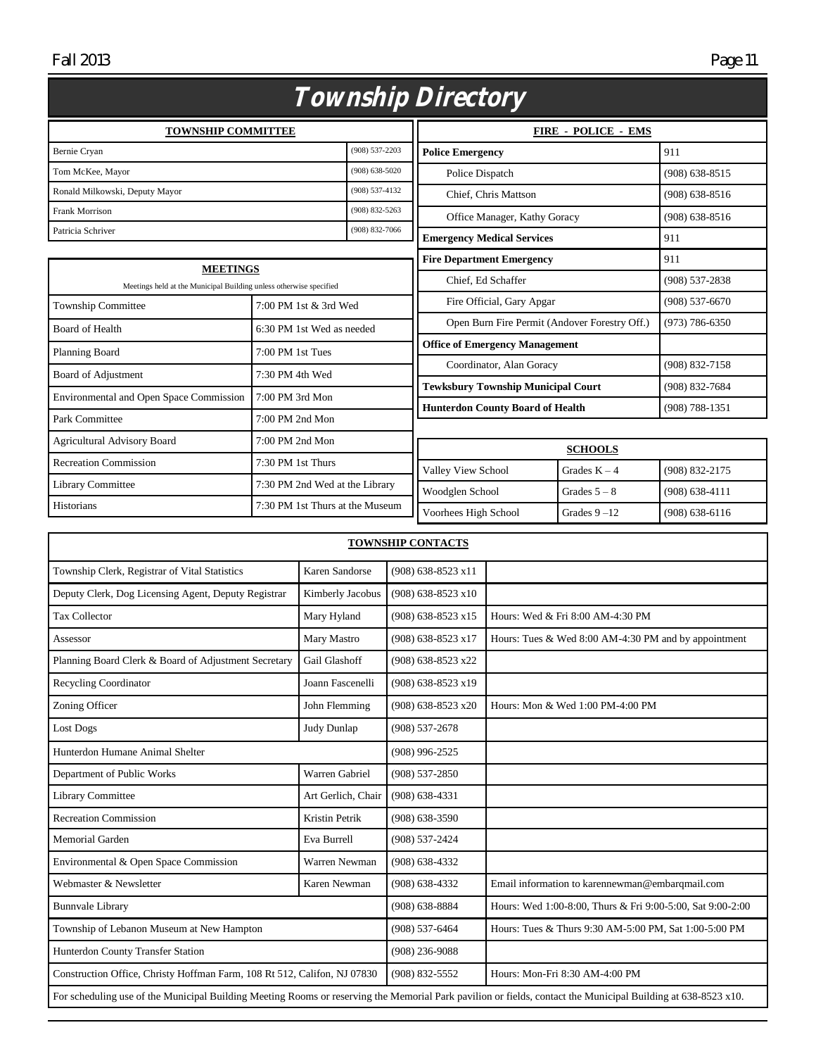# Township Directory

| TOWNSHIP COMMITTEE | |
|---|---|
| Bernie Cryan | (908) 537-2203 |
| Tom McKee, Mayor | (908) 638-5020 |
| Ronald Milkowski, Deputy Mayor | (908) 537-4132 |
| Frank Morrison | (908) 832-5263 |
| Patricia Schriver | (908) 832-7066 |

**MEETINGS**

Meetings held at the Municipal Building unless otherwise specified

| Meeting | Schedule |
|---|---|
| Township Committee | 7:00 PM 1st & 3rd Wed |
| Board of Health | 6:30 PM 1st Wed as needed |
| Planning Board | 7:00 PM 1st Tues |
| Board of Adjustment | 7:30 PM 4th Wed |
| Environmental and Open Space Commission | 7:00 PM 3rd Mon |
| Park Committee | 7:00 PM 2nd Mon |
| Agricultural Advisory Board | 7:00 PM 2nd Mon |
| Recreation Commission | 7:30 PM 1st Thurs |
| Library Committee | 7:30 PM 2nd Wed at the Library |
| Historians | 7:30 PM 1st Thurs at the Museum |

| FIRE - POLICE - EMS | |
|---|---|
| **Police Emergency** | 911 |
| Police Dispatch | (908) 638-8515 |
| Chief, Chris Mattson | (908) 638-8516 |
| Office Manager, Kathy Goracy | (908) 638-8516 |
| **Emergency Medical Services** | 911 |
| **Fire Department Emergency** | 911 |
| Chief, Ed Schaffer | (908) 537-2838 |
| Fire Official, Gary Apgar | (908) 537-6670 |
| Open Burn Fire Permit (Andover Forestry Off.) | (973) 786-6350 |
| **Office of Emergency Management** | |
| Coordinator, Alan Goracy | (908) 832-7158 |
| **Tewksbury Township Municipal Court** | (908) 832-7684 |
| **Hunterdon County Board of Health** | (908) 788-1351 |

| SCHOOLS | | |
|---|---|---|
| Valley View School | Grades K – 4 | (908) 832-2175 |
| Woodglen School | Grades 5 – 8 | (908) 638-4111 |
| Voorhees High School | Grades 9 –12 | (908) 638-6116 |

| TOWNSHIP CONTACTS | | | |
|---|---|---|---|
| Township Clerk, Registrar of Vital Statistics | Karen Sandorse | (908) 638-8523 x11 | |
| Deputy Clerk, Dog Licensing Agent, Deputy Registrar | Kimberly Jacobus | (908) 638-8523 x10 | |
| Tax Collector | Mary Hyland | (908) 638-8523 x15 | Hours: Wed & Fri 8:00 AM-4:30 PM |
| Assessor | Mary Mastro | (908) 638-8523 x17 | Hours: Tues & Wed 8:00 AM-4:30 PM and by appointment |
| Planning Board Clerk & Board of Adjustment Secretary | Gail Glashoff | (908) 638-8523 x22 | |
| Recycling Coordinator | Joann Fascenelli | (908) 638-8523 x19 | |
| Zoning Officer | John Flemming | (908) 638-8523 x20 | Hours: Mon & Wed 1:00 PM-4:00 PM |
| Lost Dogs | Judy Dunlap | (908) 537-2678 | |
| Hunterdon Humane Animal Shelter | | (908) 996-2525 | |
| Department of Public Works | Warren Gabriel | (908) 537-2850 | |
| Library Committee | Art Gerlich, Chair | (908) 638-4331 | |
| Recreation Commission | Kristin Petrik | (908) 638-3590 | |
| Memorial Garden | Eva Burrell | (908) 537-2424 | |
| Environmental & Open Space Commission | Warren Newman | (908) 638-4332 | |
| Webmaster & Newsletter | Karen Newman | (908) 638-4332 | Email information to karennewman@embarqmail.com |
| Bunnvale Library | | (908) 638-8884 | Hours: Wed 1:00-8:00, Thurs & Fri 9:00-5:00, Sat 9:00-2:00 |
| Township of Lebanon Museum at New Hampton | | (908) 537-6464 | Hours: Tues & Thurs 9:30 AM-5:00 PM, Sat 1:00-5:00 PM |
| Hunterdon County Transfer Station | | (908) 236-9088 | |
| Construction Office, Christy Hoffman Farm, 108 Rt 512, Califon, NJ 07830 | | (908) 832-5552 | Hours: Mon-Fri 8:30 AM-4:00 PM |

For scheduling use of the Municipal Building Meeting Rooms or reserving the Memorial Park pavilion or fields, contact the Municipal Building at 638-8523 x10.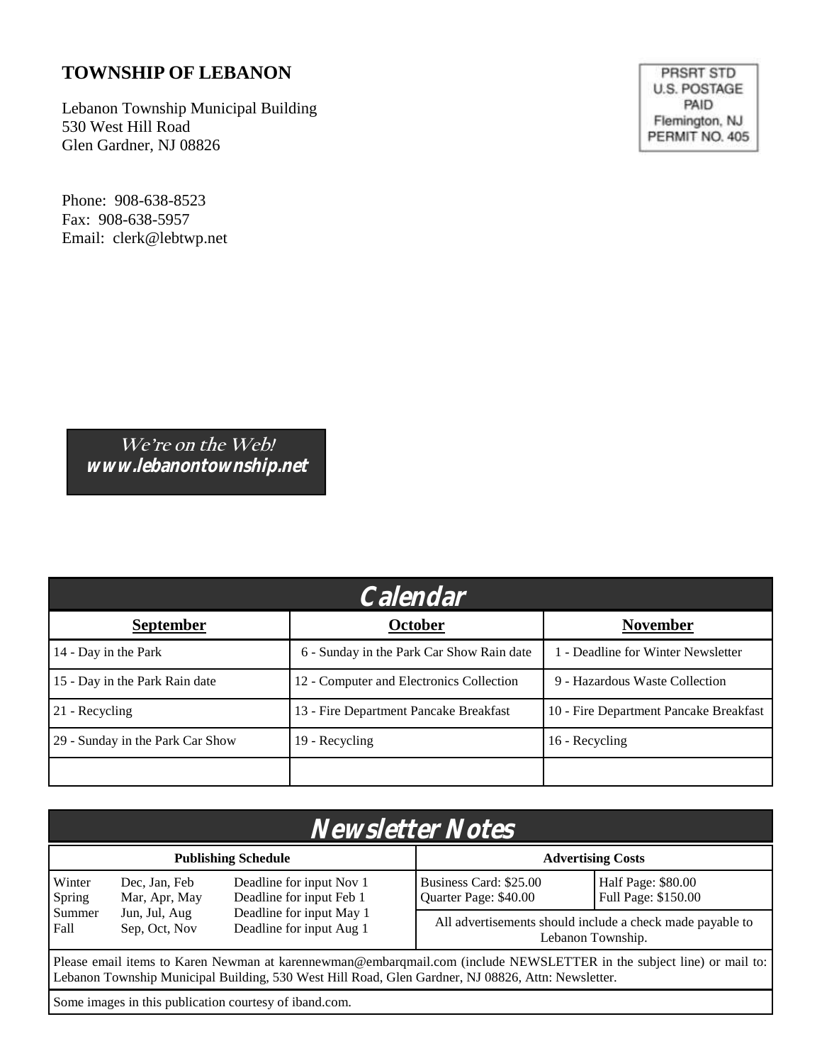**TOWNSHIP OF LEBANON**

Lebanon Township Municipal Building
530 West Hill Road
Glen Gardner, NJ 08826

Phone: 908-638-8523
Fax: 908-638-5957
Email: clerk@lebtwp.net

PRSRT STD
U.S. POSTAGE
PAID
Flemington, NJ
PERMIT NO. 405

*We're on the Web!*
**www.lebanontownship.net**

## Calendar

| September | October | November |
|---|---|---|
| 14 - Day in the Park | 6 - Sunday in the Park Car Show Rain date | 1 - Deadline for Winter Newsletter |
| 15 - Day in the Park Rain date | 12 - Computer and Electronics Collection | 9 - Hazardous Waste Collection |
| 21 - Recycling | 13 - Fire Department Pancake Breakfast | 10 - Fire Department Pancake Breakfast |
| 29 - Sunday in the Park Car Show | 19 - Recycling | 16 - Recycling |
| | | |

## Newsletter Notes

**Publishing Schedule**

| | | |
|---|---|---|
| Winter | Dec, Jan, Feb | Deadline for input Nov 1 |
| Spring | Mar, Apr, May | Deadline for input Feb 1 |
| Summer | Jun, Jul, Aug | Deadline for input May 1 |
| Fall | Sep, Oct, Nov | Deadline for input Aug 1 |

**Advertising Costs**

| | |
|---|---|
| Business Card: $25.00 | Half Page: $80.00 |
| Quarter Page: $40.00 | Full Page: $150.00 |

All advertisements should include a check made payable to Lebanon Township.

Please email items to Karen Newman at karennewman@embarqmail.com (include NEWSLETTER in the subject line) or mail to: Lebanon Township Municipal Building, 530 West Hill Road, Glen Gardner, NJ 08826, Attn: Newsletter.

Some images in this publication courtesy of iband.com.